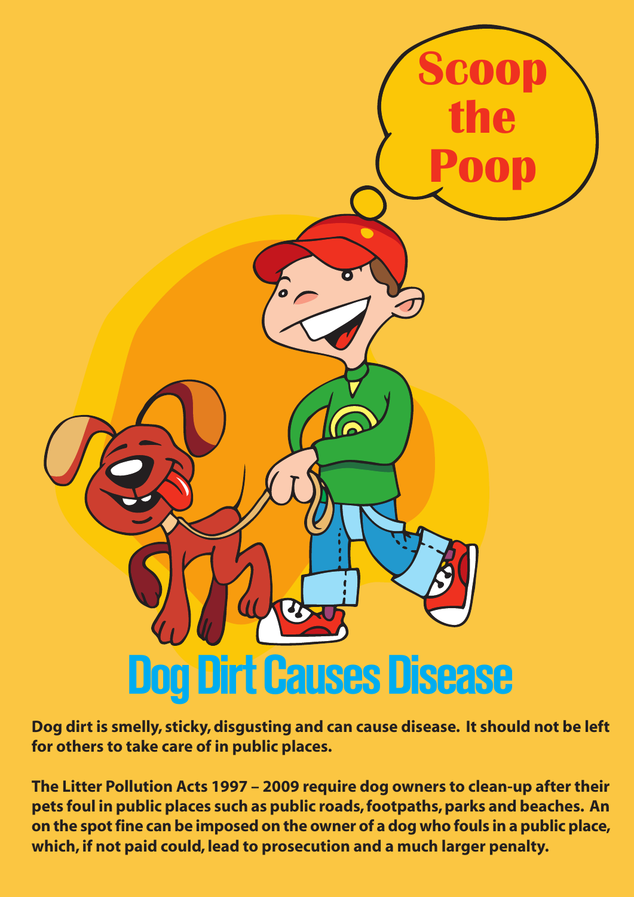Scoop the Poop

# Dog Dirt Causes Disease

**Dog dirt is smelly, sticky, disgusting and can cause disease. It should not be left for others to take care of in public places.**

**The Litter Pollution Acts 1997 – 2009 require dog owners to clean-up after their pets foul in public places such as public roads, footpaths, parks and beaches. An on the spot fine can be imposed on the owner of a dog who fouls in a public place, which, if not paid could, lead to prosecution and a much larger penalty.**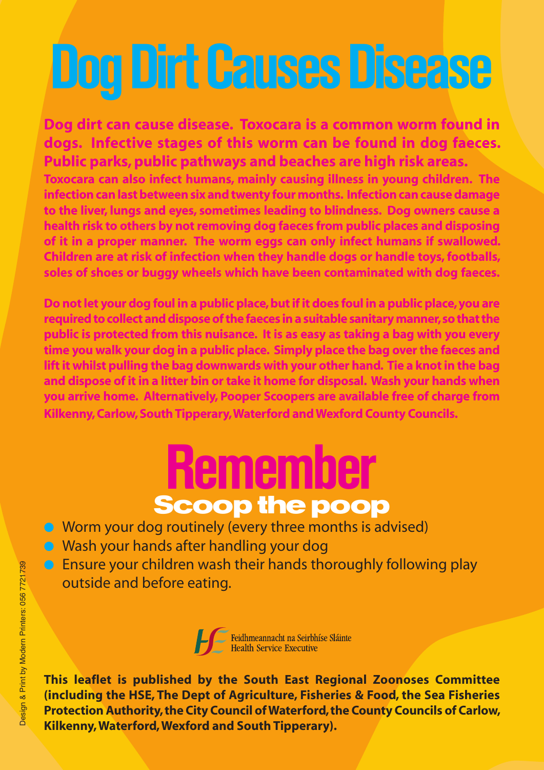# Dog Dirt Causes Disease

**Dog dirt can cause disease. Toxocara is a common worm found in dogs. Infective stages of this worm can be found in dog faeces. Public parks, public pathways and beaches are high risk areas.**
**Toxocara can also infect humans, mainly causing illness in young children. The infection can last between six and twenty four months. Infection can cause damage to the liver, lungs and eyes, sometimes leading to blindness. Dog owners cause a health risk to others by not removing dog faeces from public places and disposing of it in a proper manner. The worm eggs can only infect humans if swallowed. Children are at risk of infection when they handle dogs or handle toys, footballs, soles of shoes or buggy wheels which have been contaminated with dog faeces.**

**Do not let your dog foul in a public place, but if it does foul in a public place, you are required to collect and dispose of the faeces in a suitable sanitary manner, so that the public is protected from this nuisance. It is as easy as taking a bag with you every time you walk your dog in a public place. Simply place the bag over the faeces and lift it whilst pulling the bag downwards with your other hand. Tie a knot in the bag and dispose of it in a litter bin or take it home for disposal. Wash your hands when you arrive home. Alternatively, Pooper Scoopers are available free of charge from Kilkenny, Carlow, South Tipperary, Waterford and Wexford County Councils.**

## Remember

### Scoop the poop

- Worm your dog routinely (every three months is advised)
- Wash your hands after handling your dog
- Ensure your children wash their hands thoroughly following play outside and before eating.

Feidhmeannacht na Seirbhíse Sláinte
Health Service Executive

**This leaflet is published by the South East Regional Zoonoses Committee (including the HSE, The Dept of Agriculture, Fisheries & Food, the Sea Fisheries Protection Authority, the City Council of Waterford, the County Councils of Carlow, Kilkenny, Waterford, Wexford and South Tipperary).**

Design & Print by Modern Printers: 056 7721739